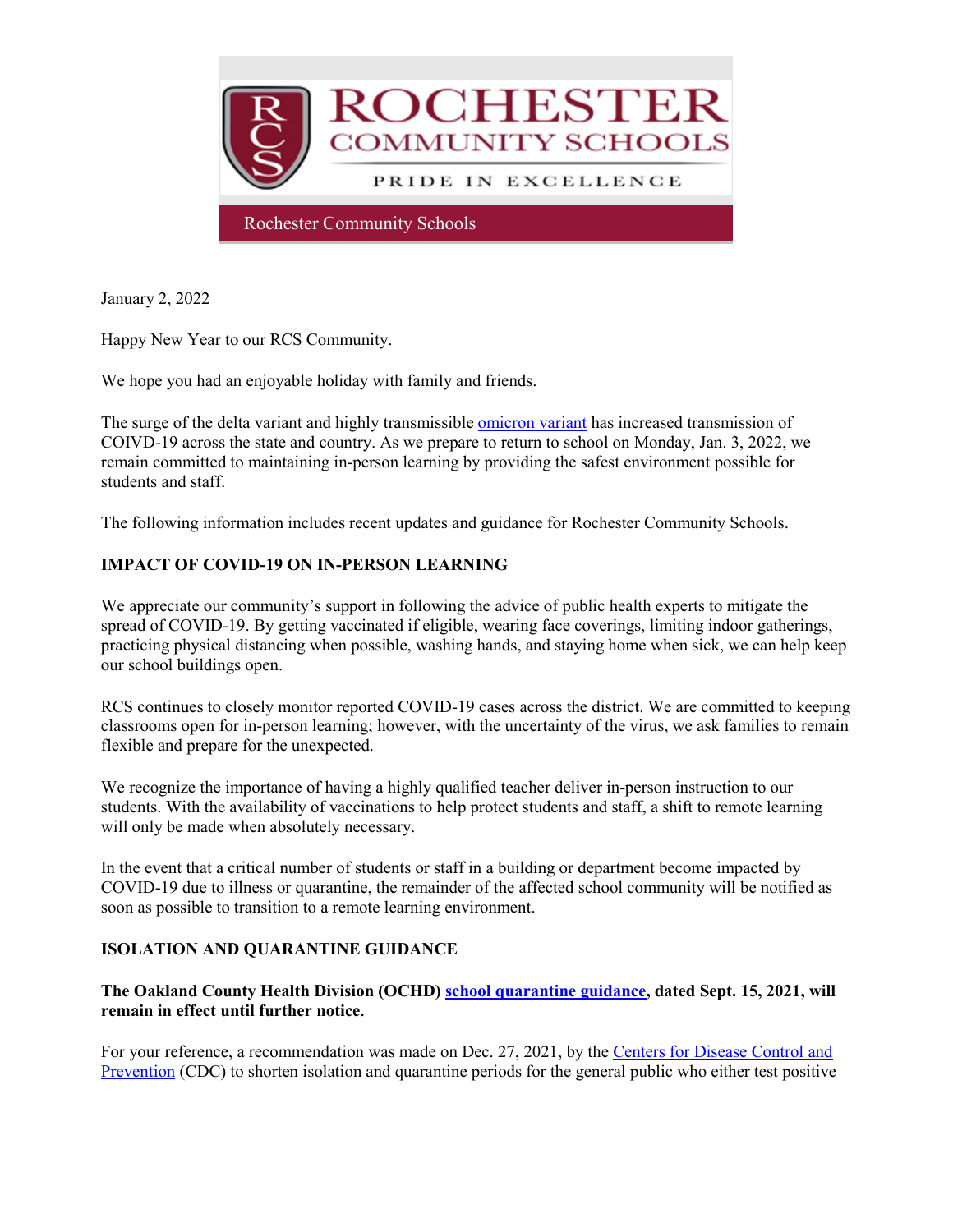# ROCHESTER COMMUNITY SCHOOLS

PRIDE IN EXCELLENCE

Rochester Community Schools

January 2, 2022

Happy New Year to our RCS Community.

We hope you had an enjoyable holiday with family and friends.

The surge of the delta variant and highly transmissible omicron variant has increased transmission of COIVD-19 across the state and country. As we prepare to return to school on Monday, Jan. 3, 2022, we remain committed to maintaining in-person learning by providing the safest environment possible for students and staff.

The following information includes recent updates and guidance for Rochester Community Schools.

**IMPACT OF COVID-19 ON IN-PERSON LEARNING**

We appreciate our community's support in following the advice of public health experts to mitigate the spread of COVID-19. By getting vaccinated if eligible, wearing face coverings, limiting indoor gatherings, practicing physical distancing when possible, washing hands, and staying home when sick, we can help keep our school buildings open.

RCS continues to closely monitor reported COVID-19 cases across the district. We are committed to keeping classrooms open for in-person learning; however, with the uncertainty of the virus, we ask families to remain flexible and prepare for the unexpected.

We recognize the importance of having a highly qualified teacher deliver in-person instruction to our students. With the availability of vaccinations to help protect students and staff, a shift to remote learning will only be made when absolutely necessary.

In the event that a critical number of students or staff in a building or department become impacted by COVID-19 due to illness or quarantine, the remainder of the affected school community will be notified as soon as possible to transition to a remote learning environment.

**ISOLATION AND QUARANTINE GUIDANCE**

**The Oakland County Health Division (OCHD) school quarantine guidance, dated Sept. 15, 2021, will remain in effect until further notice.**

For your reference, a recommendation was made on Dec. 27, 2021, by the Centers for Disease Control and Prevention (CDC) to shorten isolation and quarantine periods for the general public who either test positive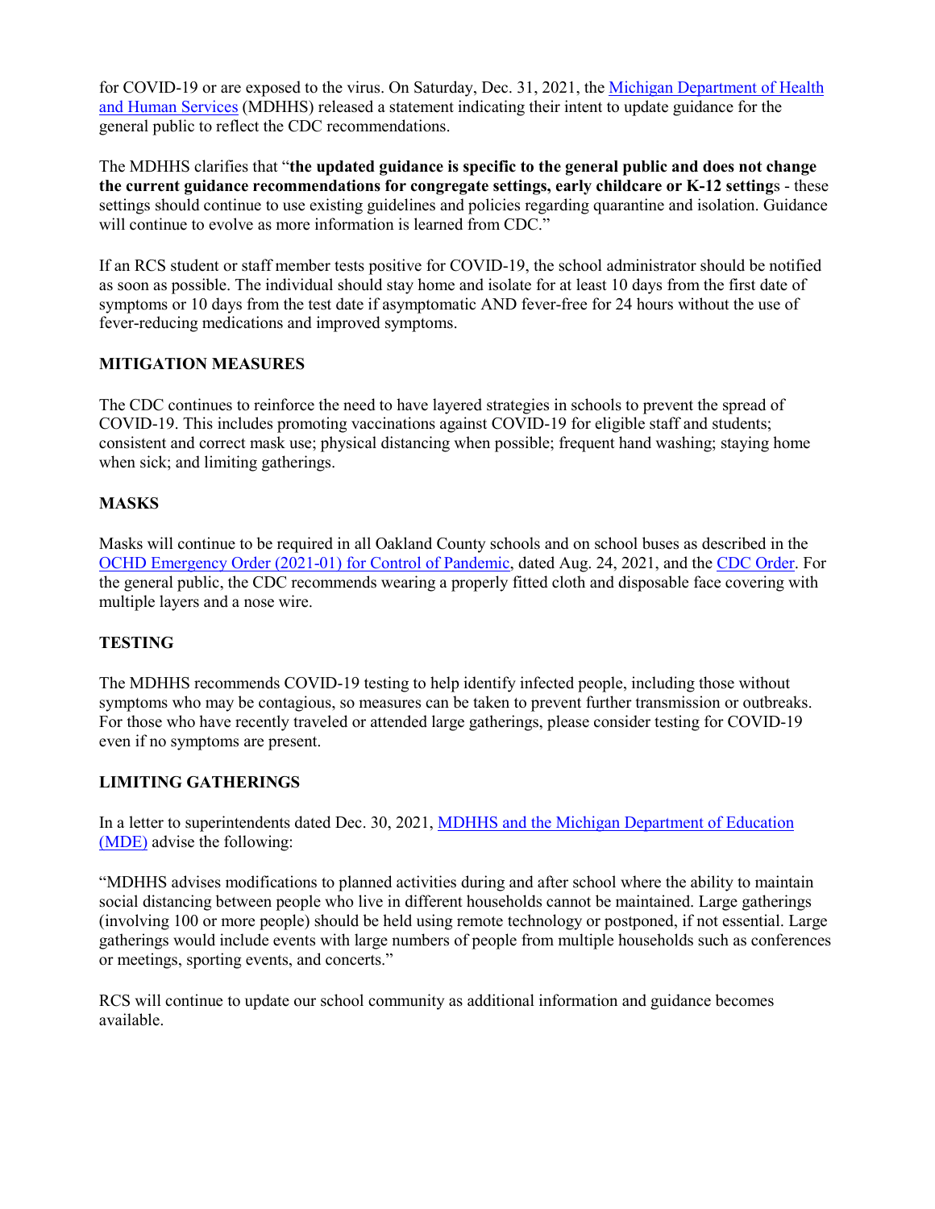for COVID-19 or are exposed to the virus. On Saturday, Dec. 31, 2021, the [Michigan Department of Health and Human Services](#) (MDHHS) released a statement indicating their intent to update guidance for the general public to reflect the CDC recommendations.

The MDHHS clarifies that "**the updated guidance is specific to the general public and does not change the current guidance recommendations for congregate settings, early childcare or K-12 setting**s - these settings should continue to use existing guidelines and policies regarding quarantine and isolation. Guidance will continue to evolve as more information is learned from CDC."

If an RCS student or staff member tests positive for COVID-19, the school administrator should be notified as soon as possible. The individual should stay home and isolate for at least 10 days from the first date of symptoms or 10 days from the test date if asymptomatic AND fever-free for 24 hours without the use of fever-reducing medications and improved symptoms.

## MITIGATION MEASURES

The CDC continues to reinforce the need to have layered strategies in schools to prevent the spread of COVID-19. This includes promoting vaccinations against COVID-19 for eligible staff and students; consistent and correct mask use; physical distancing when possible; frequent hand washing; staying home when sick; and limiting gatherings.

## MASKS

Masks will continue to be required in all Oakland County schools and on school buses as described in the [OCHD Emergency Order (2021-01) for Control of Pandemic](#), dated Aug. 24, 2021, and the [CDC Order](#). For the general public, the CDC recommends wearing a properly fitted cloth and disposable face covering with multiple layers and a nose wire.

## TESTING

The MDHHS recommends COVID-19 testing to help identify infected people, including those without symptoms who may be contagious, so measures can be taken to prevent further transmission or outbreaks. For those who have recently traveled or attended large gatherings, please consider testing for COVID-19 even if no symptoms are present.

## LIMITING GATHERINGS

In a letter to superintendents dated Dec. 30, 2021, [MDHHS and the Michigan Department of Education (MDE)](#) advise the following:

"MDHHS advises modifications to planned activities during and after school where the ability to maintain social distancing between people who live in different households cannot be maintained. Large gatherings (involving 100 or more people) should be held using remote technology or postponed, if not essential. Large gatherings would include events with large numbers of people from multiple households such as conferences or meetings, sporting events, and concerts."

RCS will continue to update our school community as additional information and guidance becomes available.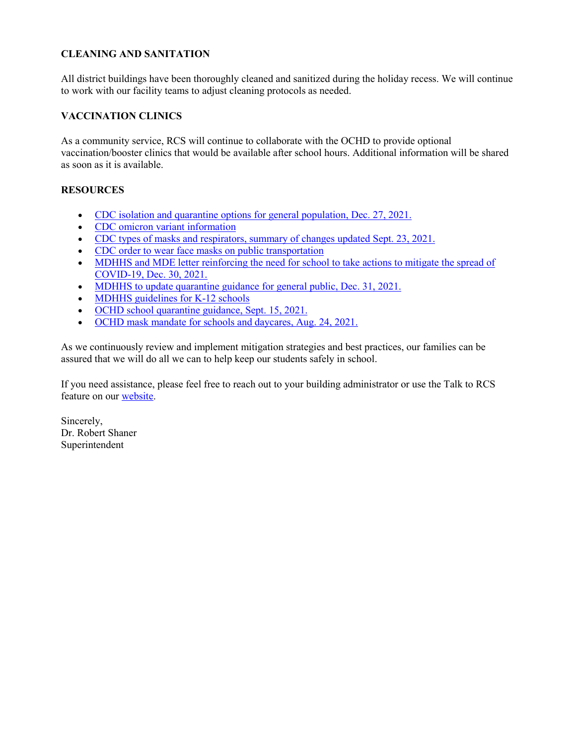**CLEANING AND SANITATION**

All district buildings have been thoroughly cleaned and sanitized during the holiday recess. We will continue to work with our facility teams to adjust cleaning protocols as needed.

**VACCINATION CLINICS**

As a community service, RCS will continue to collaborate with the OCHD to provide optional vaccination/booster clinics that would be available after school hours. Additional information will be shared as soon as it is available.

**RESOURCES**

- CDC isolation and quarantine options for general population, Dec. 27, 2021.
- CDC omicron variant information
- CDC types of masks and respirators, summary of changes updated Sept. 23, 2021.
- CDC order to wear face masks on public transportation
- MDHHS and MDE letter reinforcing the need for school to take actions to mitigate the spread of COVID-19, Dec. 30, 2021.
- MDHHS to update quarantine guidance for general public, Dec. 31, 2021.
- MDHHS guidelines for K-12 schools
- OCHD school quarantine guidance, Sept. 15, 2021.
- OCHD mask mandate for schools and daycares, Aug. 24, 2021.

As we continuously review and implement mitigation strategies and best practices, our families can be assured that we will do all we can to help keep our students safely in school.

If you need assistance, please feel free to reach out to your building administrator or use the Talk to RCS feature on our website.

Sincerely,
Dr. Robert Shaner
Superintendent